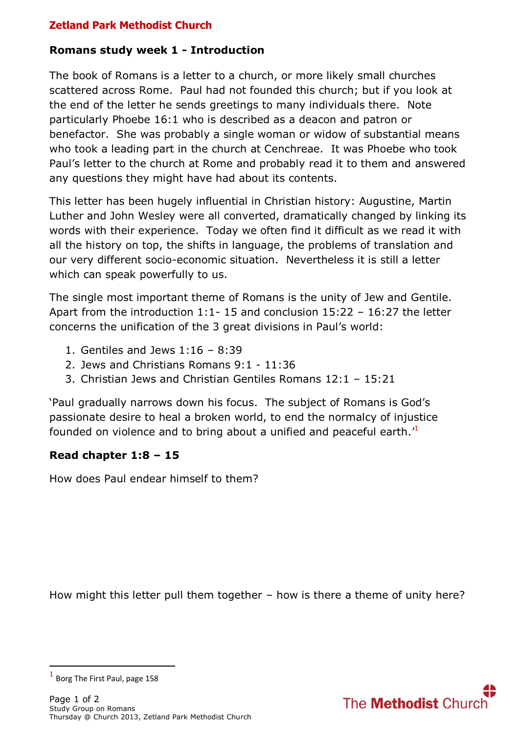**Zetland Park Methodist Church**

## Romans study week 1 - Introduction

The book of Romans is a letter to a church, or more likely small churches scattered across Rome. Paul had not founded this church; but if you look at the end of the letter he sends greetings to many individuals there. Note particularly Phoebe 16:1 who is described as a deacon and patron or benefactor. She was probably a single woman or widow of substantial means who took a leading part in the church at Cenchreae. It was Phoebe who took Paul's letter to the church at Rome and probably read it to them and answered any questions they might have had about its contents.

This letter has been hugely influential in Christian history: Augustine, Martin Luther and John Wesley were all converted, dramatically changed by linking its words with their experience. Today we often find it difficult as we read it with all the history on top, the shifts in language, the problems of translation and our very different socio-economic situation. Nevertheless it is still a letter which can speak powerfully to us.

The single most important theme of Romans is the unity of Jew and Gentile. Apart from the introduction 1:1- 15 and conclusion 15:22 – 16:27 the letter concerns the unification of the 3 great divisions in Paul's world:

1. Gentiles and Jews 1:16 – 8:39
2. Jews and Christians Romans 9:1 - 11:36
3. Christian Jews and Christian Gentiles Romans 12:1 – 15:21

'Paul gradually narrows down his focus. The subject of Romans is God's passionate desire to heal a broken world, to end the normalcy of injustice founded on violence and to bring about a unified and peaceful earth.'[1]

### Read chapter 1:8 – 15

How does Paul endear himself to them?

How might this letter pull them together – how is there a theme of unity here?

---

[1] Borg The First Paul, page 158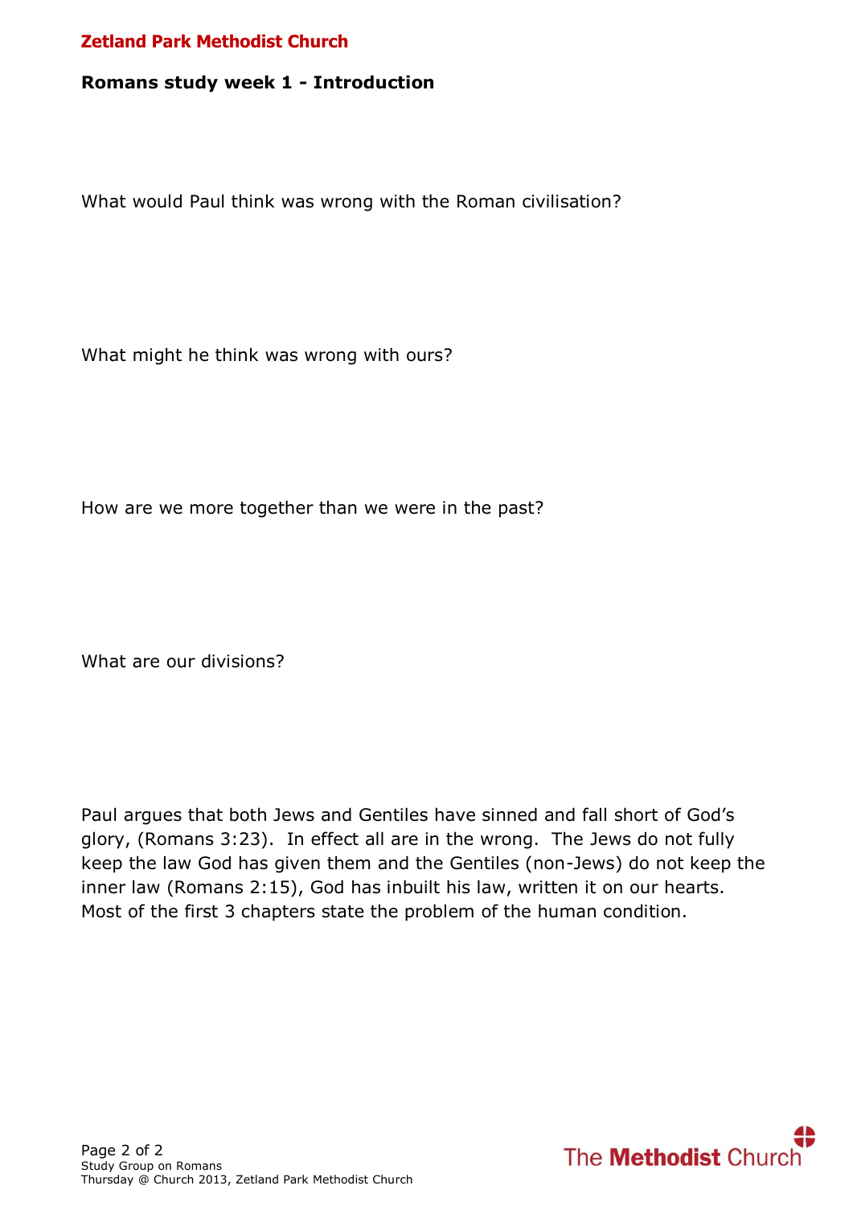**Zetland Park Methodist Church**

## Romans study week 1 - Introduction

What would Paul think was wrong with the Roman civilisation?

What might he think was wrong with ours?

How are we more together than we were in the past?

What are our divisions?

Paul argues that both Jews and Gentiles have sinned and fall short of God's glory, (Romans 3:23). In effect all are in the wrong. The Jews do not fully keep the law God has given them and the Gentiles (non-Jews) do not keep the inner law (Romans 2:15), God has inbuilt his law, written it on our hearts. Most of the first 3 chapters state the problem of the human condition.